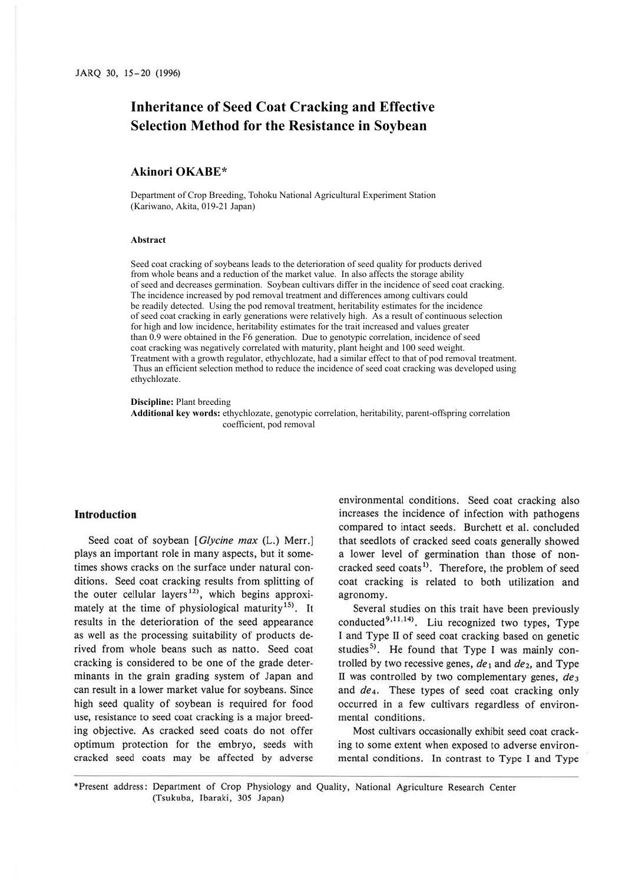# Inheritance of Seed Coat Cracking and Effective Selection Method for the Resistance in Soybean

**Akinori OKABE***

Department of Crop Breeding, Tohoku National Agricultural Experiment Station (Kariwano, Akita, 019-21 Japan)

#### Abstract

Seed coat cracking of soybeans leads to the deterioration of seed quality for products derived from whole beans and a reduction of the market value. In also affects the storage ability of seed and decreases germination. Soybean cultivars differ in the incidence of seed coat cracking. The incidence increased by pod removal treatment and differences among cultivars could be readily detected. Using the pod removal treatment, heritability estimates for the incidence of seed coat cracking in early generations were relatively high. As a result of continuous selection for high and low incidence, heritability estimates for the trait increased and values greater than 0.9 were obtained in the F6 generation. Due to genotypic correlation, incidence of seed coat cracking was negatively correlated with maturity, plant height and 100 seed weight. Treatment with a growth regulator, ethychlozate, had a similar effect to that of pod removal treatment. Thus an efficient selection method to reduce the incidence of seed coat cracking was developed using ethychlozate.

**Discipline:** Plant breeding
**Additional key words:** ethychlozate, genotypic correlation, heritability, parent-offspring correlation coefficient, pod removal

## Introduction

Seed coat of soybean [*Glycine max* (L.) Merr.] plays an important role in many aspects, but it sometimes shows cracks on the surface under natural conditions. Seed coat cracking results from splitting of the outer cellular layers[12], which begins approximately at the time of physiological maturity[15]. It results in the deterioration of the seed appearance as well as the processing suitability of products derived from whole beans such as natto. Seed coat cracking is considered to be one of the grade determinants in the grain grading system of Japan and can result in a lower market value for soybeans. Since high seed quality of soybean is required for food use, resistance to seed coat cracking is a major breeding objective. As cracked seed coats do not offer optimum protection for the embryo, seeds with cracked seed coats may be affected by adverse environmental conditions. Seed coat cracking also increases the incidence of infection with pathogens compared to intact seeds. Burchett et al. concluded that seedlots of cracked seed coats generally showed a lower level of germination than those of non-cracked seed coats[1]. Therefore, the problem of seed coat cracking is related to both utilization and agronomy.

Several studies on this trait have been previously conducted[9,11,14]. Liu recognized two types, Type I and Type II of seed coat cracking based on genetic studies[5]. He found that Type I was mainly controlled by two recessive genes, $de_1$ and $de_2$, and Type II was controlled by two complementary genes, $de_3$ and $de_4$. These types of seed coat cracking only occurred in a few cultivars regardless of environmental conditions.

Most cultivars occasionally exhibit seed coat cracking to some extent when exposed to adverse environmental conditions. In contrast to Type I and Type

*Present address: Department of Crop Physiology and Quality, National Agriculture Research Center (Tsukuba, Ibaraki, 305 Japan)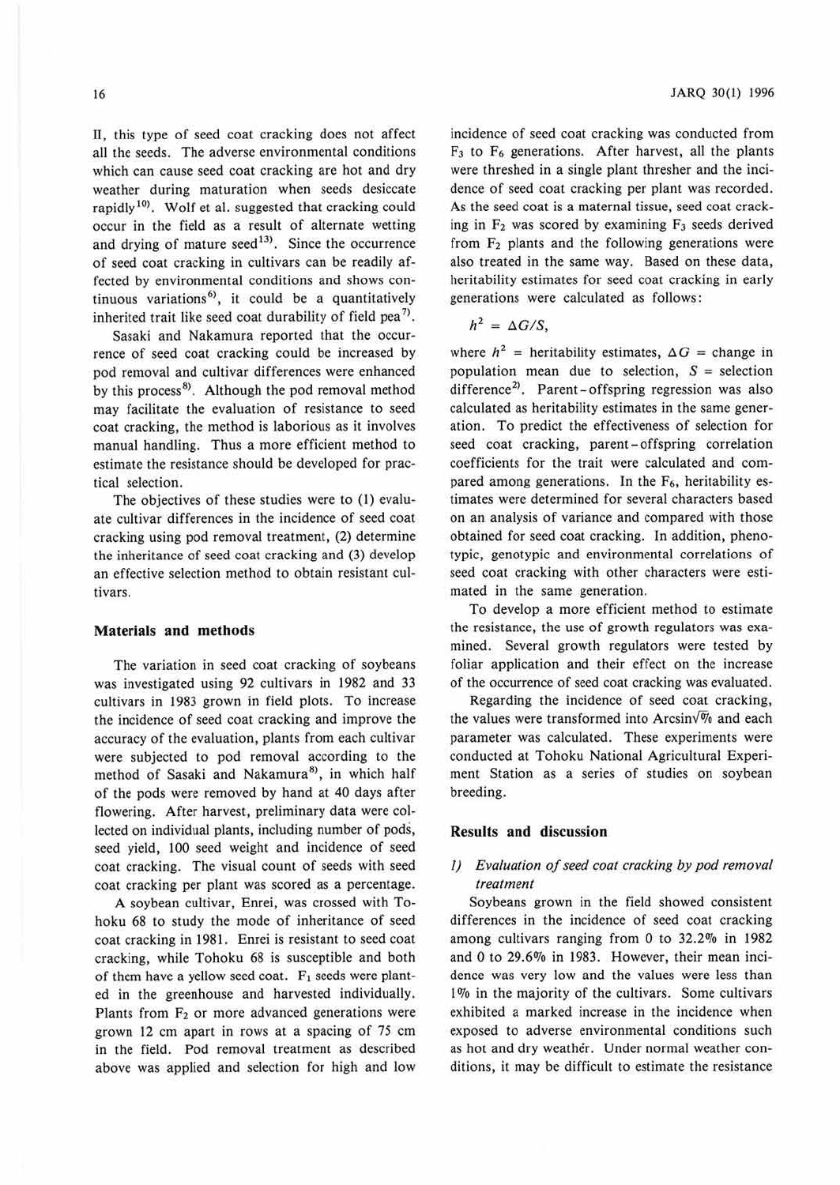II, this type of seed coat cracking does not affect all the seeds. The adverse environmental conditions which can cause seed coat cracking are hot and dry weather during maturation when seeds desiccate rapidly[10]. Wolf et al. suggested that cracking could occur in the field as a result of alternate wetting and drying of mature seed[13]. Since the occurrence of seed coat cracking in cultivars can be readily affected by environmental conditions and shows continuous variations[6], it could be a quantitatively inherited trait like seed coat durability of field pea[7].

Sasaki and Nakamura reported that the occurrence of seed coat cracking could be increased by pod removal and cultivar differences were enhanced by this process[8]. Although the pod removal method may facilitate the evaluation of resistance to seed coat cracking, the method is laborious as it involves manual handling. Thus a more efficient method to estimate the resistance should be developed for practical selection.

The objectives of these studies were to (1) evaluate cultivar differences in the incidence of seed coat cracking using pod removal treatment, (2) determine the inheritance of seed coat cracking and (3) develop an effective selection method to obtain resistant cultivars.

## Materials and methods

The variation in seed coat cracking of soybeans was investigated using 92 cultivars in 1982 and 33 cultivars in 1983 grown in field plots. To increase the incidence of seed coat cracking and improve the accuracy of the evaluation, plants from each cultivar were subjected to pod removal according to the method of Sasaki and Nakamura[8], in which half of the pods were removed by hand at 40 days after flowering. After harvest, preliminary data were collected on individual plants, including number of pods, seed yield, 100 seed weight and incidence of seed coat cracking. The visual count of seeds with seed coat cracking per plant was scored as a percentage.

A soybean cultivar, Enrei, was crossed with Tohoku 68 to study the mode of inheritance of seed coat cracking in 1981. Enrei is resistant to seed coat cracking, while Tohoku 68 is susceptible and both of them have a yellow seed coat. $F_1$ seeds were planted in the greenhouse and harvested individually. Plants from $F_2$ or more advanced generations were grown 12 cm apart in rows at a spacing of 75 cm in the field. Pod removal treatment as described above was applied and selection for high and low incidence of seed coat cracking was conducted from $F_3$ to $F_6$ generations. After harvest, all the plants were threshed in a single plant thresher and the incidence of seed coat cracking per plant was recorded. As the seed coat is a maternal tissue, seed coat cracking in $F_2$ was scored by examining $F_3$ seeds derived from $F_2$ plants and the following generations were also treated in the same way. Based on these data, heritability estimates for seed coat cracking in early generations were calculated as follows:

$$h^2 = \Delta G/S,$$

where $h^2$ = heritability estimates, $\Delta G$ = change in population mean due to selection, $S$ = selection difference[2]. Parent-offspring regression was also calculated as heritability estimates in the same generation. To predict the effectiveness of selection for seed coat cracking, parent-offspring correlation coefficients for the trait were calculated and compared among generations. In the $F_6$, heritability estimates were determined for several characters based on an analysis of variance and compared with those obtained for seed coat cracking. In addition, phenotypic, genotypic and environmental correlations of seed coat cracking with other characters were estimated in the same generation.

To develop a more efficient method to estimate the resistance, the use of growth regulators was examined. Several growth regulators were tested by foliar application and their effect on the increase of the occurrence of seed coat cracking was evaluated.

Regarding the incidence of seed coat cracking, the values were transformed into Arcsin$\sqrt{\%}$ and each parameter was calculated. These experiments were conducted at Tohoku National Agricultural Experiment Station as a series of studies on soybean breeding.

## Results and discussion

### 1) *Evaluation of seed coat cracking by pod removal treatment*

Soybeans grown in the field showed consistent differences in the incidence of seed coat cracking among cultivars ranging from 0 to 32.2% in 1982 and 0 to 29.6% in 1983. However, their mean incidence was very low and the values were less than 1% in the majority of the cultivars. Some cultivars exhibited a marked increase in the incidence when exposed to adverse environmental conditions such as hot and dry weather. Under normal weather conditions, it may be difficult to estimate the resistance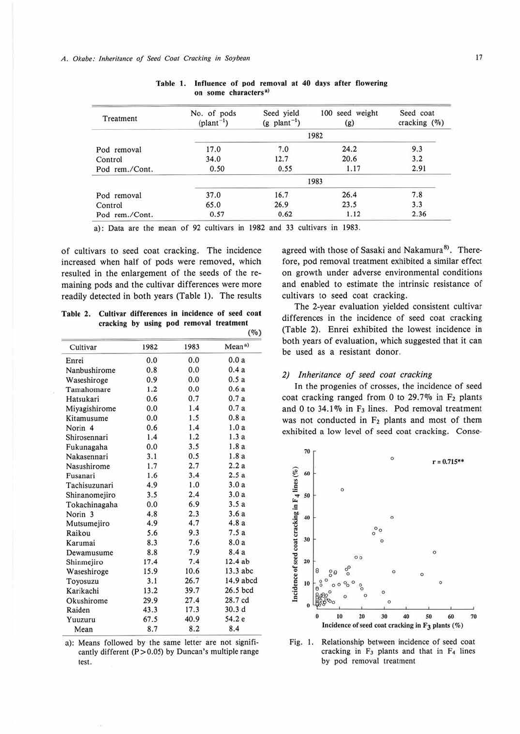**Table 1. Influence of pod removal at 40 days after flowering on some characters[a)]**

| Treatment | No. of pods ($plant^{-1}$) | Seed yield (g $plant^{-1}$) | 100 seed weight (g) | Seed coat cracking (%) |
|---|---|---|---|---|
| | 1982 | | | |
| Pod removal | 17.0 | 7.0 | 24.2 | 9.3 |
| Control | 34.0 | 12.7 | 20.6 | 3.2 |
| Pod rem./Cont. | 0.50 | 0.55 | 1.17 | 2.91 |
| | 1983 | | | |
| Pod removal | 37.0 | 16.7 | 26.4 | 7.8 |
| Control | 65.0 | 26.9 | 23.5 | 3.3 |
| Pod rem./Cont. | 0.57 | 0.62 | 1.12 | 2.36 |

a): Data are the mean of 92 cultivars in 1982 and 33 cultivars in 1983.

of cultivars to seed coat cracking. The incidence increased when half of pods were removed, which resulted in the enlargement of the seeds of the remaining pods and the cultivar differences were more readily detected in both years (Table 1). The results agreed with those of Sasaki and Nakamura[8]. Therefore, pod removal treatment exhibited a similar effect on growth under adverse environmental conditions and enabled to estimate the intrinsic resistance of cultivars to seed coat cracking.

The 2-year evaluation yielded consistent cultivar differences in the incidence of seed coat cracking (Table 2). Enrei exhibited the lowest incidence in both years of evaluation, which suggested that it can be used as a resistant donor.

**Table 2. Cultivar differences in incidence of seed coat cracking by using pod removal treatment** (%)

| Cultivar | 1982 | 1983 | Mean[a)] |
|---|---|---|---|
| Enrei | 0.0 | 0.0 | 0.0 a |
| Nanbushirome | 0.8 | 0.0 | 0.4 a |
| Waseshiroge | 0.9 | 0.0 | 0.5 a |
| Tamahomare | 1.2 | 0.0 | 0.6 a |
| Hatsukari | 0.6 | 0.7 | 0.7 a |
| Miyagishirome | 0.0 | 1.4 | 0.7 a |
| Kitamusume | 0.0 | 1.5 | 0.8 a |
| Norin 4 | 0.6 | 1.4 | 1.0 a |
| Shirosennari | 1.4 | 1.2 | 1.3 a |
| Fukunagaha | 0.0 | 3.5 | 1.8 a |
| Nakasennari | 3.1 | 0.5 | 1.8 a |
| Nasushirome | 1.7 | 2.7 | 2.2 a |
| Fusanari | 1.6 | 3.4 | 2.5 a |
| Tachisuzunari | 4.9 | 1.0 | 3.0 a |
| Shinanomejiro | 3.5 | 2.4 | 3.0 a |
| Tokachinagaha | 0.0 | 6.9 | 3.5 a |
| Norin 3 | 4.8 | 2.3 | 3.6 a |
| Mutsumejiro | 4.9 | 4.7 | 4.8 a |
| Raikou | 5.6 | 9.3 | 7.5 a |
| Karumai | 8.3 | 7.6 | 8.0 a |
| Dewamusume | 8.8 | 7.9 | 8.4 a |
| Shinmejiro | 17.4 | 7.4 | 12.4 ab |
| Waseshiroge | 15.9 | 10.6 | 13.3 abc |
| Toyosuzu | 3.1 | 26.7 | 14.9 abcd |
| Karikachi | 13.2 | 39.7 | 26.5 bcd |
| Okushirome | 29.9 | 27.4 | 28.7 cd |
| Raiden | 43.3 | 17.3 | 30.3 d |
| Yuuzuru | 67.5 | 40.9 | 54.2 e |
| Mean | 8.7 | 8.2 | 8.4 |

a): Means followed by the same letter are not significantly different ($P > 0.05$) by Duncan's multiple range test.

### 2) *Inheritance of seed coat cracking*

In the progenies of crosses, the incidence of seed coat cracking ranged from 0 to 29.7% in $F_2$ plants and 0 to 34.1% in $F_3$ lines. Pod removal treatment was not conducted in $F_2$ plants and most of them exhibited a low level of seed coat cracking. Conse-

Fig. 1. Relationship between incidence of seed coat cracking in $F_3$ plants and that in $F_4$ lines by pod removal treatment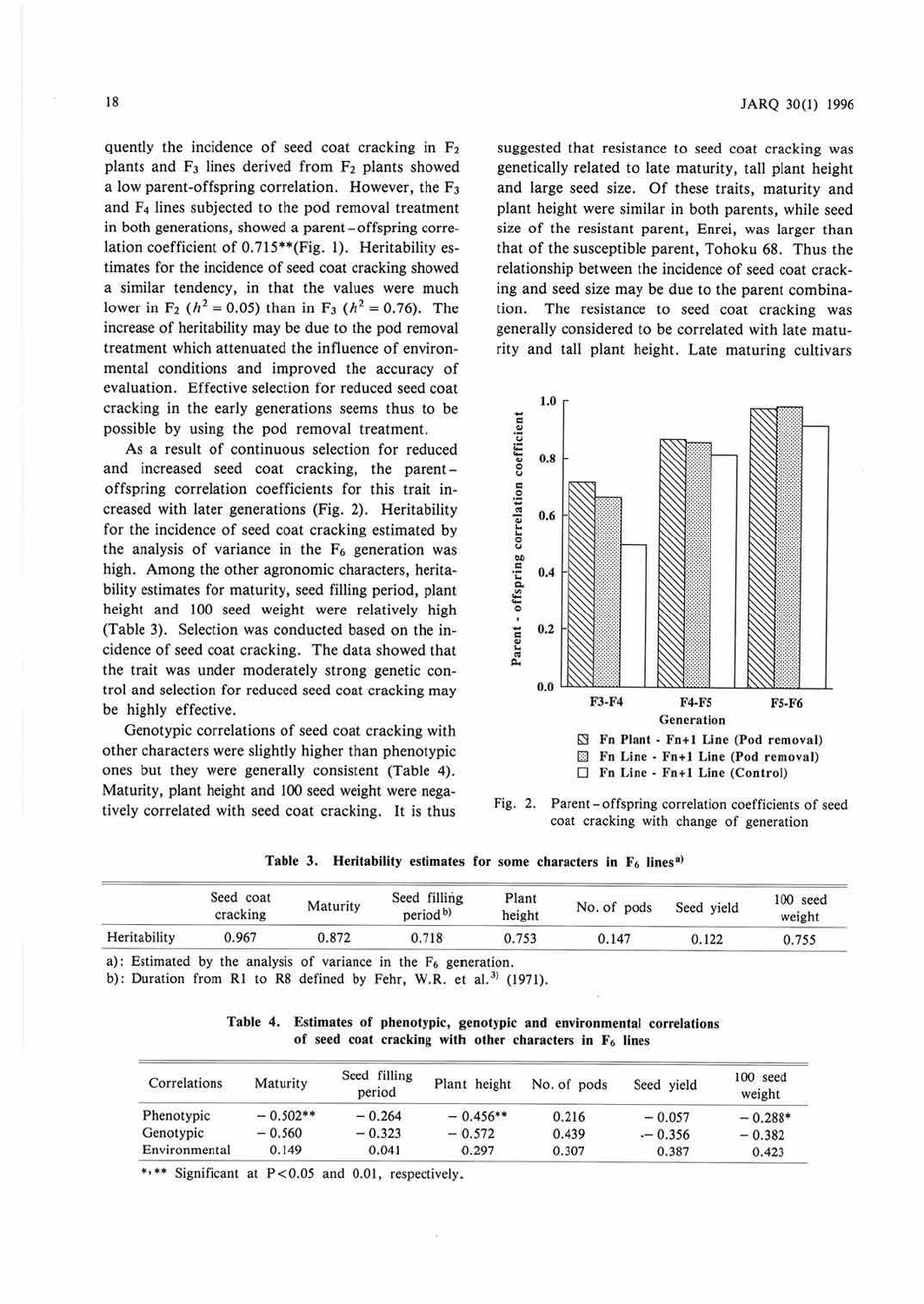quently the incidence of seed coat cracking in $F_2$ plants and $F_3$ lines derived from $F_2$ plants showed a low parent-offspring correlation. However, the $F_3$ and $F_4$ lines subjected to the pod removal treatment in both generations, showed a parent-offspring correlation coefficient of 0.715**(Fig. 1). Heritability estimates for the incidence of seed coat cracking showed a similar tendency, in that the values were much lower in $F_2$ ($h^2 = 0.05$) than in $F_3$ ($h^2 = 0.76$). The increase of heritability may be due to the pod removal treatment which attenuated the influence of environmental conditions and improved the accuracy of evaluation. Effective selection for reduced seed coat cracking in the early generations seems thus to be possible by using the pod removal treatment.

As a result of continuous selection for reduced and increased seed coat cracking, the parent-offspring correlation coefficients for this trait increased with later generations (Fig. 2). Heritability for the incidence of seed coat cracking estimated by the analysis of variance in the $F_6$ generation was high. Among the other agronomic characters, heritability estimates for maturity, seed filling period, plant height and 100 seed weight were relatively high (Table 3). Selection was conducted based on the incidence of seed coat cracking. The data showed that the trait was under moderately strong genetic control and selection for reduced seed coat cracking may be highly effective.

Genotypic correlations of seed coat cracking with other characters were slightly higher than phenotypic ones but they were generally consistent (Table 4). Maturity, plant height and 100 seed weight were negatively correlated with seed coat cracking. It is thus suggested that resistance to seed coat cracking was genetically related to late maturity, tall plant height and large seed size. Of these traits, maturity and plant height were similar in both parents, while seed size of the resistant parent, Enrei, was larger than that of the susceptible parent, Tohoku 68. Thus the relationship between the incidence of seed coat cracking and seed size may be due to the parent combination. The resistance to seed coat cracking was generally considered to be correlated with late maturity and tall plant height. Late maturing cultivars

Fig. 2. Parent-offspring correlation coefficients of seed coat cracking with change of generation

**Table 3. Heritability estimates for some characters in $F_6$ lines[a)]**

| | Seed coat cracking | Maturity | Seed filling period[b)] | Plant height | No. of pods | Seed yield | 100 seed weight |
|---|---|---|---|---|---|---|---|
| Heritability | 0.967 | 0.872 | 0.718 | 0.753 | 0.147 | 0.122 | 0.755 |

a): Estimated by the analysis of variance in the $F_6$ generation.
b): Duration from R1 to R8 defined by Fehr, W.R. et al.[3)] (1971).

**Table 4. Estimates of phenotypic, genotypic and environmental correlations of seed coat cracking with other characters in $F_6$ lines**

| Correlations | Maturity | Seed filling period | Plant height | No. of pods | Seed yield | 100 seed weight |
|---|---|---|---|---|---|---|
| Phenotypic | −0.502** | −0.264 | −0.456** | 0.216 | −0.057 | −0.288* |
| Genotypic | −0.560 | −0.323 | −0.572 | 0.439 | −0.356 | −0.382 |
| Environmental | 0.149 | 0.041 | 0.297 | 0.307 | 0.387 | 0.423 |

*,** Significant at $P<0.05$ and 0.01, respectively.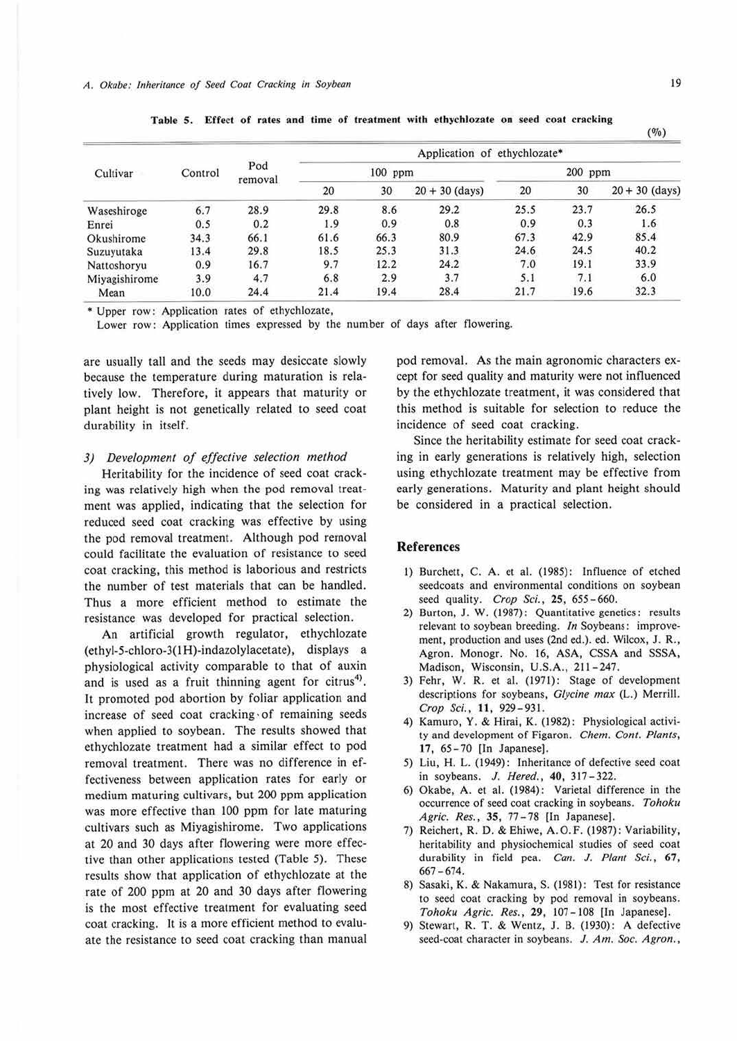**Table 5. Effect of rates and time of treatment with ethychlozate on seed coat cracking**

(%)

| Cultivar | Control | Pod removal | Application of ethychlozate* | | | | | |
|---|---|---|---|---|---|---|---|---|
| | | | 100 ppm | | | 200 ppm | | |
| | | | 20 | 30 | 20 + 30 (days) | 20 | 30 | 20 + 30 (days) |
| Waseshiroge | 6.7 | 28.9 | 29.8 | 8.6 | 29.2 | 25.5 | 23.7 | 26.5 |
| Enrei | 0.5 | 0.2 | 1.9 | 0.9 | 0.8 | 0.9 | 0.3 | 1.6 |
| Okushirome | 34.3 | 66.1 | 61.6 | 66.3 | 80.9 | 67.3 | 42.9 | 85.4 |
| Suzuyutaka | 13.4 | 29.8 | 18.5 | 25.3 | 31.3 | 24.6 | 24.5 | 40.2 |
| Nattoshoryu | 0.9 | 16.7 | 9.7 | 12.2 | 24.2 | 7.0 | 19.1 | 33.9 |
| Miyagishirome | 3.9 | 4.7 | 6.8 | 2.9 | 3.7 | 5.1 | 7.1 | 6.0 |
| Mean | 10.0 | 24.4 | 21.4 | 19.4 | 28.4 | 21.7 | 19.6 | 32.3 |

\* Upper row: Application rates of ethychlozate,
Lower row: Application times expressed by the number of days after flowering.

are usually tall and the seeds may desiccate slowly because the temperature during maturation is relatively low. Therefore, it appears that maturity or plant height is not genetically related to seed coat durability in itself.

### 3) *Development of effective selection method*

Heritability for the incidence of seed coat cracking was relatively high when the pod removal treatment was applied, indicating that the selection for reduced seed coat cracking was effective by using the pod removal treatment. Although pod removal could facilitate the evaluation of resistance to seed coat cracking, this method is laborious and restricts the number of test materials that can be handled. Thus a more efficient method to estimate the resistance was developed for practical selection.

An artificial growth regulator, ethychlozate (ethyl-5-chloro-3(1H)-indazolylacetate), displays a physiological activity comparable to that of auxin and is used as a fruit thinning agent for citrus[4]. It promoted pod abortion by foliar application and increase of seed coat cracking of remaining seeds when applied to soybean. The results showed that ethychlozate treatment had a similar effect to pod removal treatment. There was no difference in effectiveness between application rates for early or medium maturing cultivars, but 200 ppm application was more effective than 100 ppm for late maturing cultivars such as Miyagishirome. Two applications at 20 and 30 days after flowering were more effective than other applications tested (Table 5). These results show that application of ethychlozate at the rate of 200 ppm at 20 and 30 days after flowering is the most effective treatment for evaluating seed coat cracking. It is a more efficient method to evaluate the resistance to seed coat cracking than manual pod removal. As the main agronomic characters except for seed quality and maturity were not influenced by the ethychlozate treatment, it was considered that this method is suitable for selection to reduce the incidence of seed coat cracking.

Since the heritability estimate for seed coat cracking in early generations is relatively high, selection using ethychlozate treatment may be effective from early generations. Maturity and plant height should be considered in a practical selection.

## References

1) Burchett, C. A. et al. (1985): Influence of etched seedcoats and environmental conditions on soybean seed quality. *Crop Sci.*, **25**, 655-660.
2) Burton, J. W. (1987): Quantitative genetics: results relevant to soybean breeding. *In* Soybeans: improvement, production and uses (2nd ed.). ed. Wilcox, J. R., Agron. Monogr. No. 16, ASA, CSSA and SSSA, Madison, Wisconsin, U.S.A., 211-247.
3) Fehr, W. R. et al. (1971): Stage of development descriptions for soybeans, *Glycine max* (L.) Merrill. *Crop Sci.*, **11**, 929-931.
4) Kamuro, Y. & Hirai, K. (1982): Physiological activity and development of Figaron. *Chem. Cont. Plants*, **17**, 65-70 [In Japanese].
5) Liu, H. L. (1949): Inheritance of defective seed coat in soybeans. *J. Hered.*, **40**, 317-322.
6) Okabe, A. et al. (1984): Varietal difference in the occurrence of seed coat cracking in soybeans. *Tohoku Agric. Res.*, **35**, 77-78 [In Japanese].
7) Reichert, R. D. & Ehiwe, A.O.F. (1987): Variability, heritability and physiochemical studies of seed coat durability in field pea. *Can. J. Plant Sci.*, **67**, 667-674.
8) Sasaki, K. & Nakamura, S. (1981): Test for resistance to seed coat cracking by pod removal in soybeans. *Tohoku Agric. Res.*, **29**, 107-108 [In Japanese].
9) Stewart, R. T. & Wentz, J. B. (1930): A defective seed-coat character in soybeans. *J. Am. Soc. Agron.*,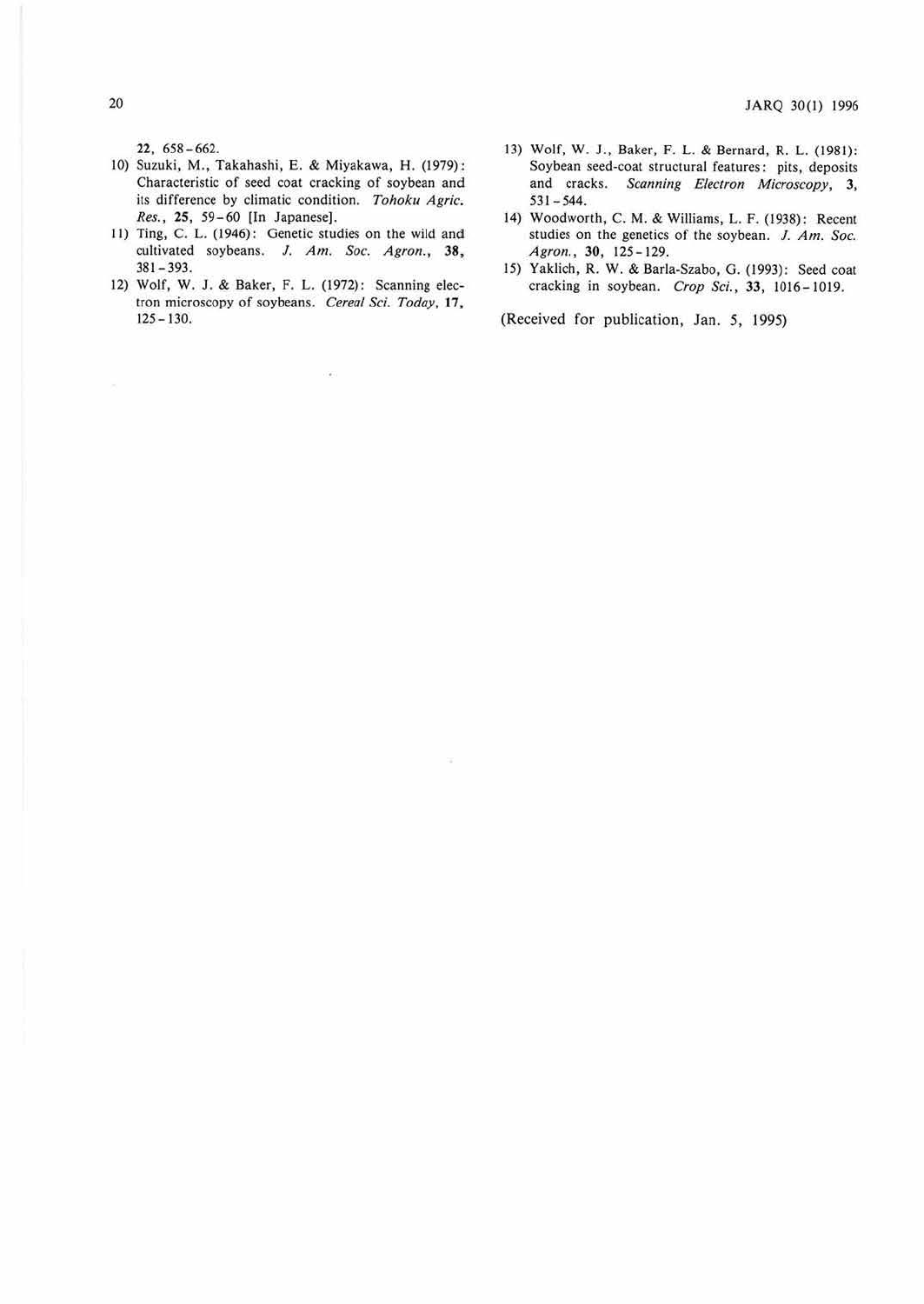22, 658–662.

10) Suzuki, M., Takahashi, E. & Miyakawa, H. (1979): Characteristic of seed coat cracking of soybean and its difference by climatic condition. *Tohoku Agric. Res.*, **25**, 59–60 [In Japanese].

11) Ting, C. L. (1946): Genetic studies on the wild and cultivated soybeans. *J. Am. Soc. Agron.*, **38**, 381–393.

12) Wolf, W. J. & Baker, F. L. (1972): Scanning electron microscopy of soybeans. *Cereal Sci. Today*, **17**, 125–130.

13) Wolf, W. J., Baker, F. L. & Bernard, R. L. (1981): Soybean seed-coat structural features: pits, deposits and cracks. *Scanning Electron Microscopy*, **3**, 531–544.

14) Woodworth, C. M. & Williams, L. F. (1938): Recent studies on the genetics of the soybean. *J. Am. Soc. Agron.*, **30**, 125–129.

15) Yaklich, R. W. & Barla-Szabo, G. (1993): Seed coat cracking in soybean. *Crop Sci.*, **33**, 1016–1019.

(Received for publication, Jan. 5, 1995)